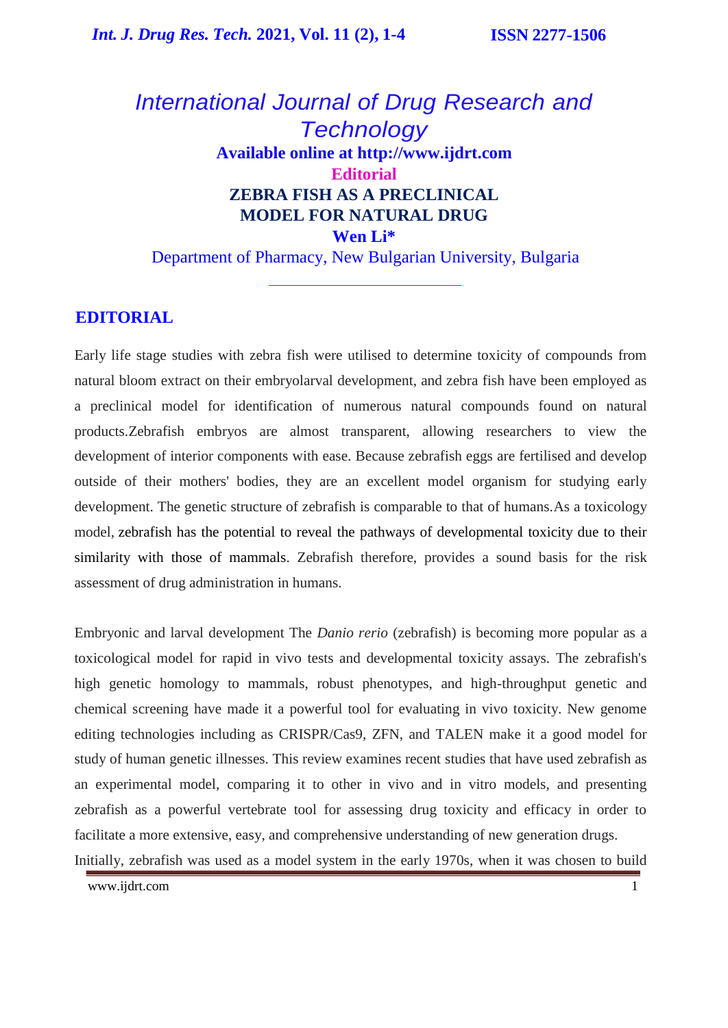# International Journal of Drug Research and Technology

**Available online at http://www.ijdrt.com**

**Editorial**

## ZEBRA FISH AS A PRECLINICAL MODEL FOR NATURAL DRUG

**Wen Li***

Department of Pharmacy, New Bulgarian University, Bulgaria

## EDITORIAL

Early life stage studies with zebra fish were utilised to determine toxicity of compounds from natural bloom extract on their embryolarval development, and zebra fish have been employed as a preclinical model for identification of numerous natural compounds found on natural products.Zebrafish embryos are almost transparent, allowing researchers to view the development of interior components with ease. Because zebrafish eggs are fertilised and develop outside of their mothers' bodies, they are an excellent model organism for studying early development. The genetic structure of zebrafish is comparable to that of humans.As a toxicology model, zebrafish has the potential to reveal the pathways of developmental toxicity due to their similarity with those of mammals. Zebrafish therefore, provides a sound basis for the risk assessment of drug administration in humans.

Embryonic and larval development The *Danio rerio* (zebrafish) is becoming more popular as a toxicological model for rapid in vivo tests and developmental toxicity assays. The zebrafish's high genetic homology to mammals, robust phenotypes, and high-throughput genetic and chemical screening have made it a powerful tool for evaluating in vivo toxicity. New genome editing technologies including as CRISPR/Cas9, ZFN, and TALEN make it a good model for study of human genetic illnesses. This review examines recent studies that have used zebrafish as an experimental model, comparing it to other in vivo and in vitro models, and presenting zebrafish as a powerful vertebrate tool for assessing drug toxicity and efficacy in order to facilitate a more extensive, easy, and comprehensive understanding of new generation drugs.

Initially, zebrafish was used as a model system in the early 1970s, when it was chosen to build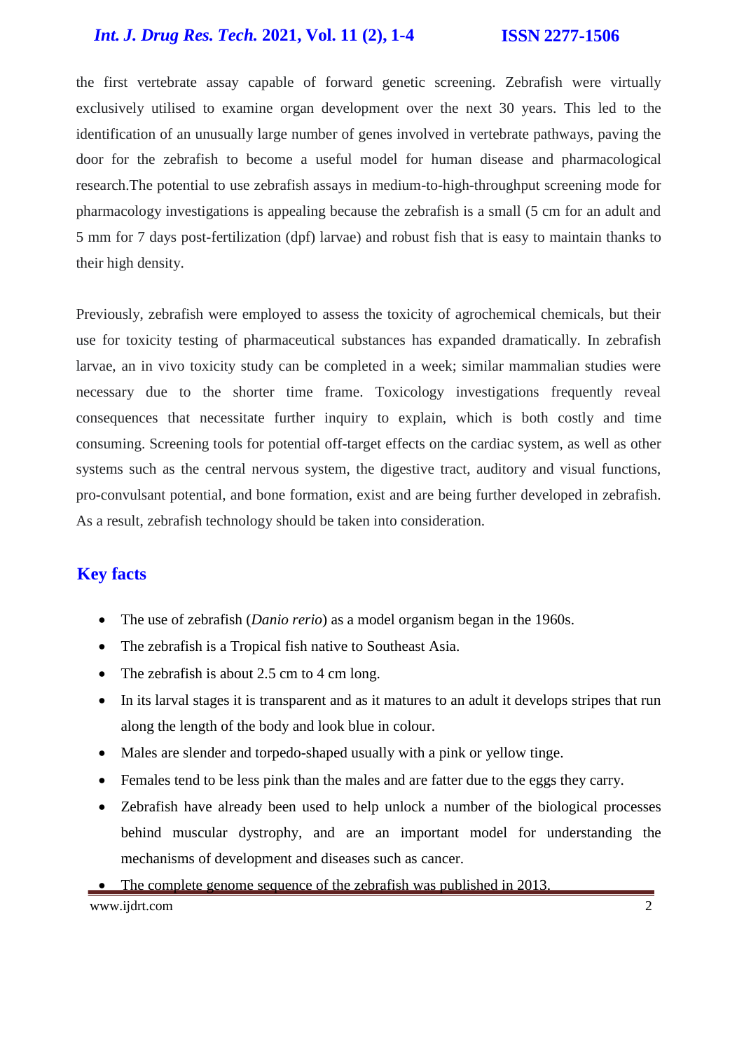the first vertebrate assay capable of forward genetic screening. Zebrafish were virtually exclusively utilised to examine organ development over the next 30 years. This led to the identification of an unusually large number of genes involved in vertebrate pathways, paving the door for the zebrafish to become a useful model for human disease and pharmacological research.The potential to use zebrafish assays in medium-to-high-throughput screening mode for pharmacology investigations is appealing because the zebrafish is a small (5 cm for an adult and 5 mm for 7 days post-fertilization (dpf) larvae) and robust fish that is easy to maintain thanks to their high density.

Previously, zebrafish were employed to assess the toxicity of agrochemical chemicals, but their use for toxicity testing of pharmaceutical substances has expanded dramatically. In zebrafish larvae, an in vivo toxicity study can be completed in a week; similar mammalian studies were necessary due to the shorter time frame. Toxicology investigations frequently reveal consequences that necessitate further inquiry to explain, which is both costly and time consuming. Screening tools for potential off-target effects on the cardiac system, as well as other systems such as the central nervous system, the digestive tract, auditory and visual functions, pro-convulsant potential, and bone formation, exist and are being further developed in zebrafish. As a result, zebrafish technology should be taken into consideration.

## Key facts

- The use of zebrafish (*Danio rerio*) as a model organism began in the 1960s.
- The zebrafish is a Tropical fish native to Southeast Asia.
- The zebrafish is about 2.5 cm to 4 cm long.
- In its larval stages it is transparent and as it matures to an adult it develops stripes that run along the length of the body and look blue in colour.
- Males are slender and torpedo-shaped usually with a pink or yellow tinge.
- Females tend to be less pink than the males and are fatter due to the eggs they carry.
- Zebrafish have already been used to help unlock a number of the biological processes behind muscular dystrophy, and are an important model for understanding the mechanisms of development and diseases such as cancer.
- The complete genome sequence of the zebrafish was published in 2013.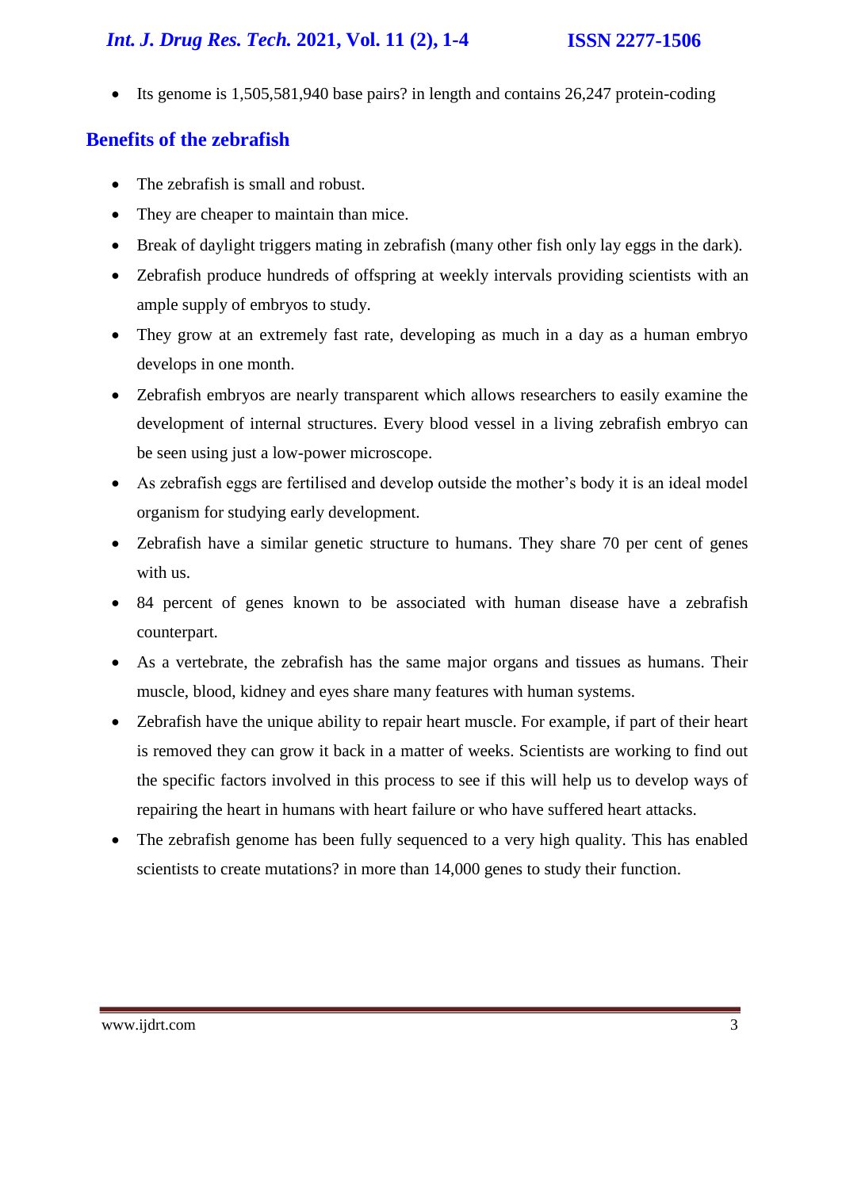- Its genome is 1,505,581,940 base pairs? in length and contains 26,247 protein-coding

## Benefits of the zebrafish

- The zebrafish is small and robust.
- They are cheaper to maintain than mice.
- Break of daylight triggers mating in zebrafish (many other fish only lay eggs in the dark).
- Zebrafish produce hundreds of offspring at weekly intervals providing scientists with an ample supply of embryos to study.
- They grow at an extremely fast rate, developing as much in a day as a human embryo develops in one month.
- Zebrafish embryos are nearly transparent which allows researchers to easily examine the development of internal structures. Every blood vessel in a living zebrafish embryo can be seen using just a low-power microscope.
- As zebrafish eggs are fertilised and develop outside the mother's body it is an ideal model organism for studying early development.
- Zebrafish have a similar genetic structure to humans. They share 70 per cent of genes with us.
- 84 percent of genes known to be associated with human disease have a zebrafish counterpart.
- As a vertebrate, the zebrafish has the same major organs and tissues as humans. Their muscle, blood, kidney and eyes share many features with human systems.
- Zebrafish have the unique ability to repair heart muscle. For example, if part of their heart is removed they can grow it back in a matter of weeks. Scientists are working to find out the specific factors involved in this process to see if this will help us to develop ways of repairing the heart in humans with heart failure or who have suffered heart attacks.
- The zebrafish genome has been fully sequenced to a very high quality. This has enabled scientists to create mutations? in more than 14,000 genes to study their function.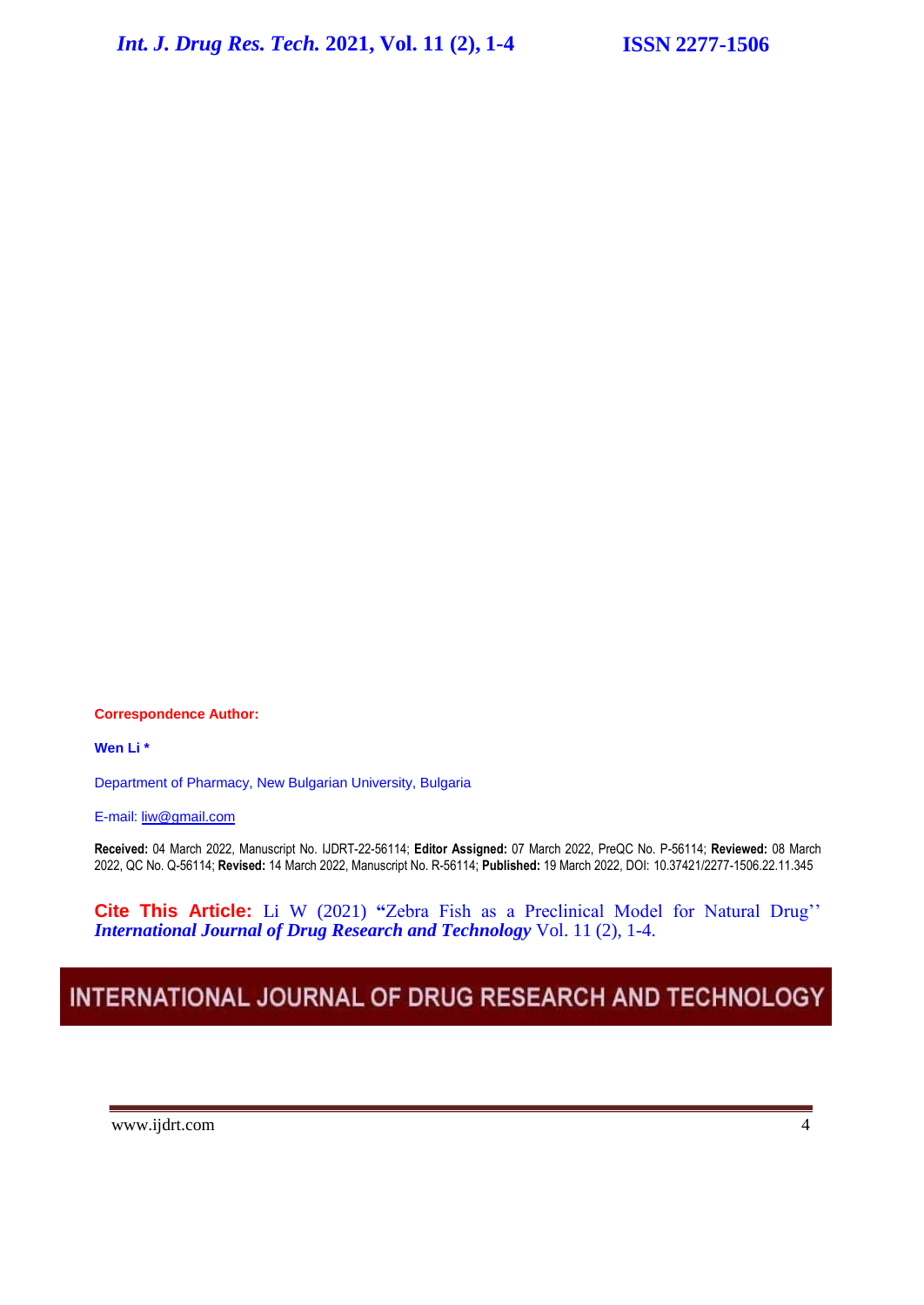**Correspondence Author:**

**Wen Li \***

Department of Pharmacy, New Bulgarian University, Bulgaria

E-mail: liw@gmail.com

**Received:** 04 March 2022, Manuscript No. IJDRT-22-56114; **Editor Assigned:** 07 March 2022, PreQC No. P-56114; **Reviewed:** 08 March 2022, QC No. Q-56114; **Revised:** 14 March 2022, Manuscript No. R-56114; **Published:** 19 March 2022, DOI: 10.37421/2277-1506.22.11.345

**Cite This Article:** Li W (2021) **"**Zebra Fish as a Preclinical Model for Natural Drug'' ***International Journal of Drug Research and Technology*** Vol. 11 (2), 1-4.

INTERNATIONAL JOURNAL OF DRUG RESEARCH AND TECHNOLOGY